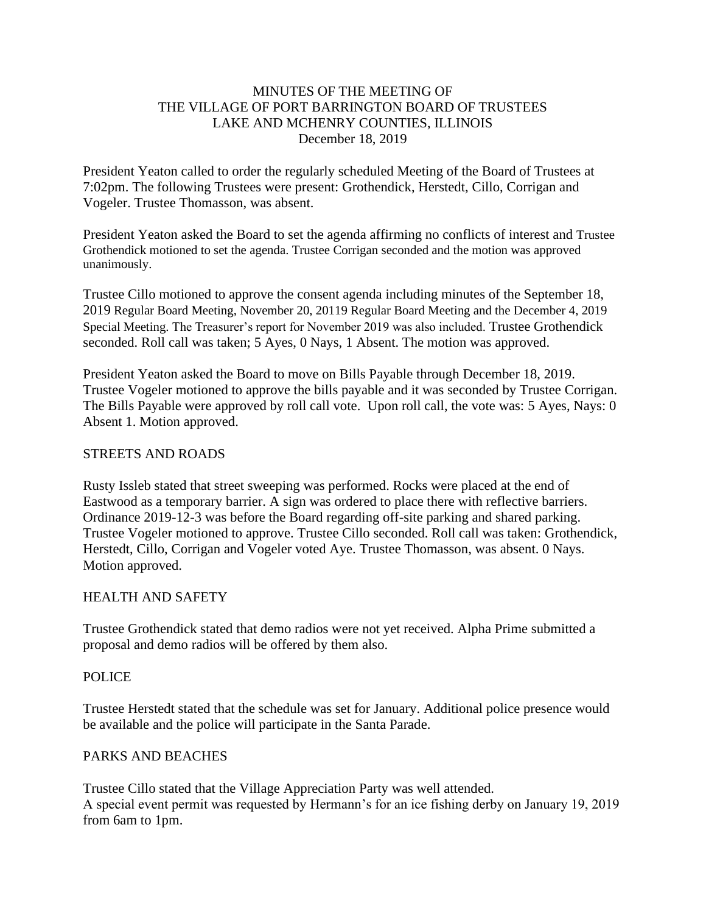MINUTES OF THE MEETING OF
THE VILLAGE OF PORT BARRINGTON BOARD OF TRUSTEES
LAKE AND MCHENRY COUNTIES, ILLINOIS
December 18, 2019

President Yeaton called to order the regularly scheduled Meeting of the Board of Trustees at 7:02pm. The following Trustees were present: Grothendick, Herstedt, Cillo, Corrigan and Vogeler. Trustee Thomasson, was absent.

President Yeaton asked the Board to set the agenda affirming no conflicts of interest and Trustee Grothendick motioned to set the agenda. Trustee Corrigan seconded and the motion was approved unanimously.

Trustee Cillo motioned to approve the consent agenda including minutes of the September 18, 2019 Regular Board Meeting, November 20, 20119 Regular Board Meeting and the December 4, 2019 Special Meeting. The Treasurer's report for November 2019 was also included. Trustee Grothendick seconded. Roll call was taken; 5 Ayes, 0 Nays, 1 Absent. The motion was approved.

President Yeaton asked the Board to move on Bills Payable through December 18, 2019. Trustee Vogeler motioned to approve the bills payable and it was seconded by Trustee Corrigan. The Bills Payable were approved by roll call vote. Upon roll call, the vote was: 5 Ayes, Nays: 0 Absent 1. Motion approved.

STREETS AND ROADS

Rusty Issleb stated that street sweeping was performed. Rocks were placed at the end of Eastwood as a temporary barrier. A sign was ordered to place there with reflective barriers. Ordinance 2019-12-3 was before the Board regarding off-site parking and shared parking. Trustee Vogeler motioned to approve. Trustee Cillo seconded. Roll call was taken: Grothendick, Herstedt, Cillo, Corrigan and Vogeler voted Aye. Trustee Thomasson, was absent. 0 Nays. Motion approved.

HEALTH AND SAFETY

Trustee Grothendick stated that demo radios were not yet received. Alpha Prime submitted a proposal and demo radios will be offered by them also.

POLICE

Trustee Herstedt stated that the schedule was set for January. Additional police presence would be available and the police will participate in the Santa Parade.

PARKS AND BEACHES

Trustee Cillo stated that the Village Appreciation Party was well attended.
A special event permit was requested by Hermann's for an ice fishing derby on January 19, 2019 from 6am to 1pm.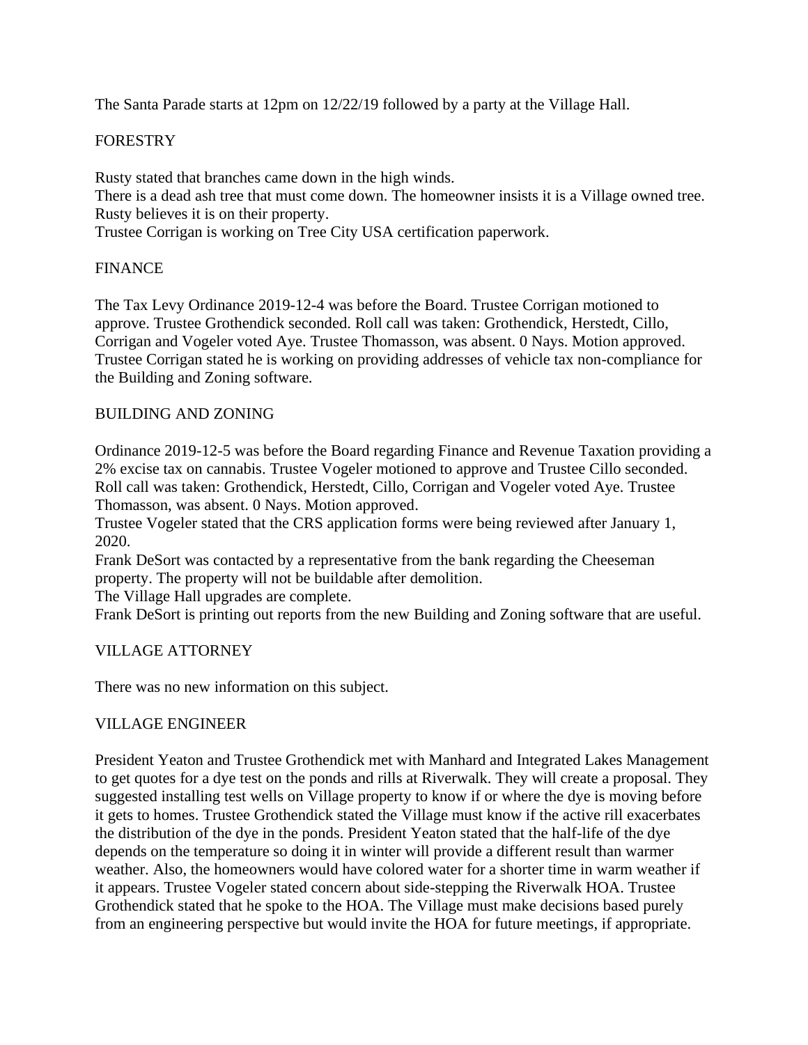The Santa Parade starts at 12pm on 12/22/19 followed by a party at the Village Hall.

## FORESTRY

Rusty stated that branches came down in the high winds.
There is a dead ash tree that must come down. The homeowner insists it is a Village owned tree. Rusty believes it is on their property.
Trustee Corrigan is working on Tree City USA certification paperwork.

## FINANCE

The Tax Levy Ordinance 2019-12-4 was before the Board. Trustee Corrigan motioned to approve. Trustee Grothendick seconded. Roll call was taken: Grothendick, Herstedt, Cillo, Corrigan and Vogeler voted Aye. Trustee Thomasson, was absent. 0 Nays. Motion approved.
Trustee Corrigan stated he is working on providing addresses of vehicle tax non-compliance for the Building and Zoning software.

## BUILDING AND ZONING

Ordinance 2019-12-5 was before the Board regarding Finance and Revenue Taxation providing a 2% excise tax on cannabis. Trustee Vogeler motioned to approve and Trustee Cillo seconded. Roll call was taken: Grothendick, Herstedt, Cillo, Corrigan and Vogeler voted Aye. Trustee Thomasson, was absent. 0 Nays. Motion approved.
Trustee Vogeler stated that the CRS application forms were being reviewed after January 1, 2020.
Frank DeSort was contacted by a representative from the bank regarding the Cheeseman property. The property will not be buildable after demolition.
The Village Hall upgrades are complete.
Frank DeSort is printing out reports from the new Building and Zoning software that are useful.

## VILLAGE ATTORNEY

There was no new information on this subject.

## VILLAGE ENGINEER

President Yeaton and Trustee Grothendick met with Manhard and Integrated Lakes Management to get quotes for a dye test on the ponds and rills at Riverwalk. They will create a proposal. They suggested installing test wells on Village property to know if or where the dye is moving before it gets to homes. Trustee Grothendick stated the Village must know if the active rill exacerbates the distribution of the dye in the ponds. President Yeaton stated that the half-life of the dye depends on the temperature so doing it in winter will provide a different result than warmer weather. Also, the homeowners would have colored water for a shorter time in warm weather if it appears. Trustee Vogeler stated concern about side-stepping the Riverwalk HOA. Trustee Grothendick stated that he spoke to the HOA. The Village must make decisions based purely from an engineering perspective but would invite the HOA for future meetings, if appropriate.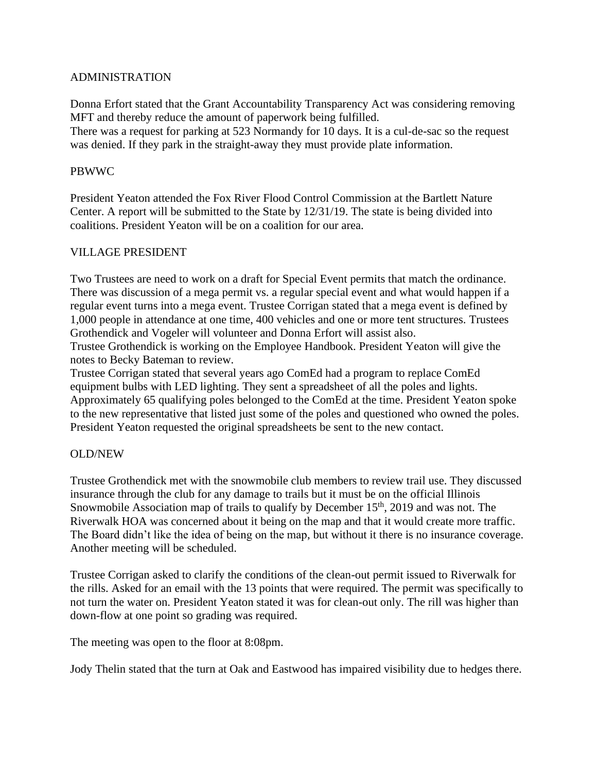## ADMINISTRATION

Donna Erfort stated that the Grant Accountability Transparency Act was considering removing MFT and thereby reduce the amount of paperwork being fulfilled.
There was a request for parking at 523 Normandy for 10 days. It is a cul-de-sac so the request was denied. If they park in the straight-away they must provide plate information.

## PBWWC

President Yeaton attended the Fox River Flood Control Commission at the Bartlett Nature Center. A report will be submitted to the State by 12/31/19. The state is being divided into coalitions. President Yeaton will be on a coalition for our area.

## VILLAGE PRESIDENT

Two Trustees are need to work on a draft for Special Event permits that match the ordinance. There was discussion of a mega permit vs. a regular special event and what would happen if a regular event turns into a mega event. Trustee Corrigan stated that a mega event is defined by 1,000 people in attendance at one time, 400 vehicles and one or more tent structures. Trustees Grothendick and Vogeler will volunteer and Donna Erfort will assist also.
Trustee Grothendick is working on the Employee Handbook. President Yeaton will give the notes to Becky Bateman to review.
Trustee Corrigan stated that several years ago ComEd had a program to replace ComEd equipment bulbs with LED lighting. They sent a spreadsheet of all the poles and lights. Approximately 65 qualifying poles belonged to the ComEd at the time. President Yeaton spoke to the new representative that listed just some of the poles and questioned who owned the poles. President Yeaton requested the original spreadsheets be sent to the new contact.

## OLD/NEW

Trustee Grothendick met with the snowmobile club members to review trail use. They discussed insurance through the club for any damage to trails but it must be on the official Illinois Snowmobile Association map of trails to qualify by December 15th, 2019 and was not. The Riverwalk HOA was concerned about it being on the map and that it would create more traffic. The Board didn't like the idea of being on the map, but without it there is no insurance coverage. Another meeting will be scheduled.

Trustee Corrigan asked to clarify the conditions of the clean-out permit issued to Riverwalk for the rills. Asked for an email with the 13 points that were required. The permit was specifically to not turn the water on. President Yeaton stated it was for clean-out only. The rill was higher than down-flow at one point so grading was required.

The meeting was open to the floor at 8:08pm.

Jody Thelin stated that the turn at Oak and Eastwood has impaired visibility due to hedges there.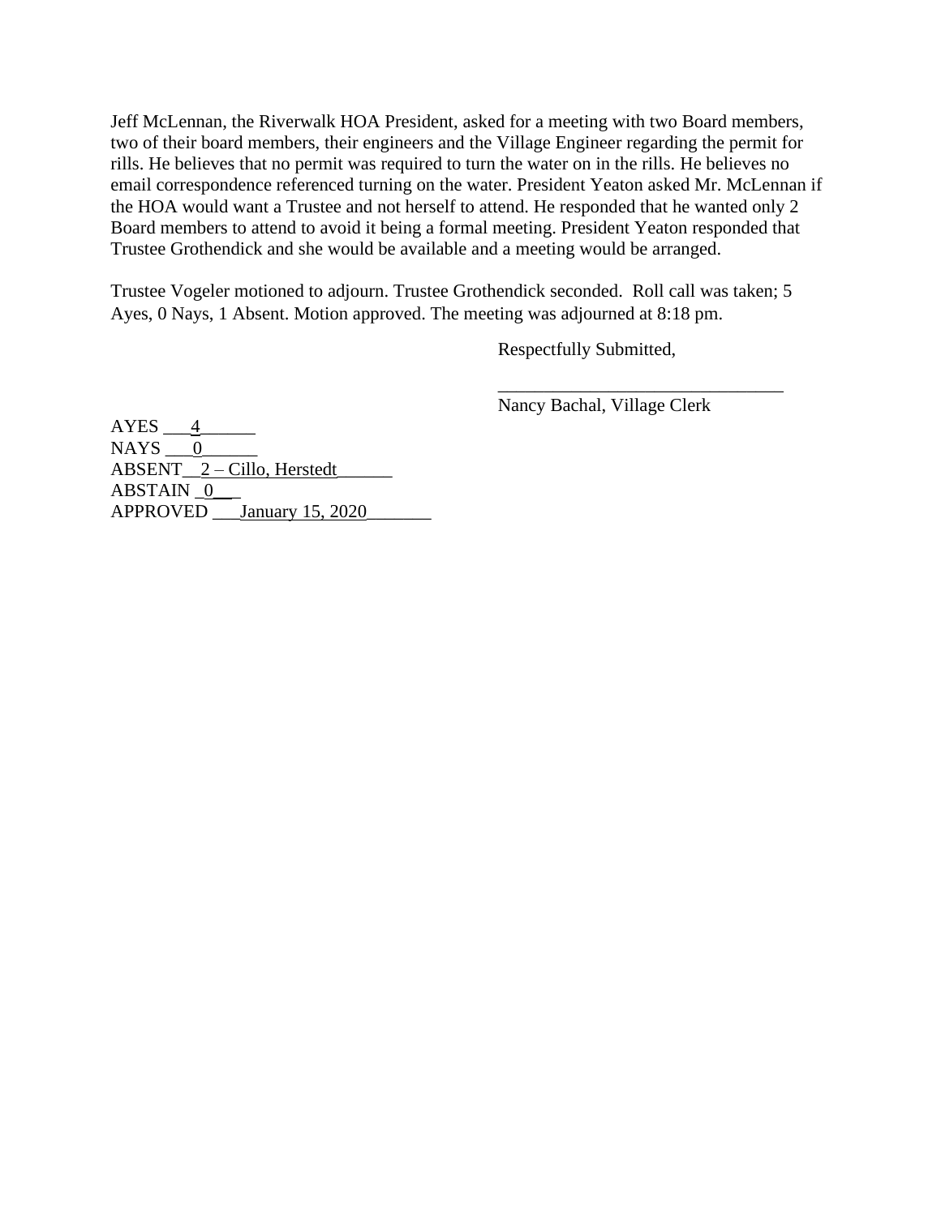Jeff McLennan, the Riverwalk HOA President, asked for a meeting with two Board members, two of their board members, their engineers and the Village Engineer regarding the permit for rills. He believes that no permit was required to turn the water on in the rills. He believes no email correspondence referenced turning on the water. President Yeaton asked Mr. McLennan if the HOA would want a Trustee and not herself to attend. He responded that he wanted only 2 Board members to attend to avoid it being a formal meeting. President Yeaton responded that Trustee Grothendick and she would be available and a meeting would be arranged.

Trustee Vogeler motioned to adjourn. Trustee Grothendick seconded. Roll call was taken; 5 Ayes, 0 Nays, 1 Absent. Motion approved. The meeting was adjourned at 8:18 pm.

Respectfully Submitted,

_______________________________
Nancy Bachal, Village Clerk

AYES ___4______
NAYS ___0______
ABSENT__2 – Cillo, Herstedt______
ABSTAIN _0__
APPROVED ___January 15, 2020_______